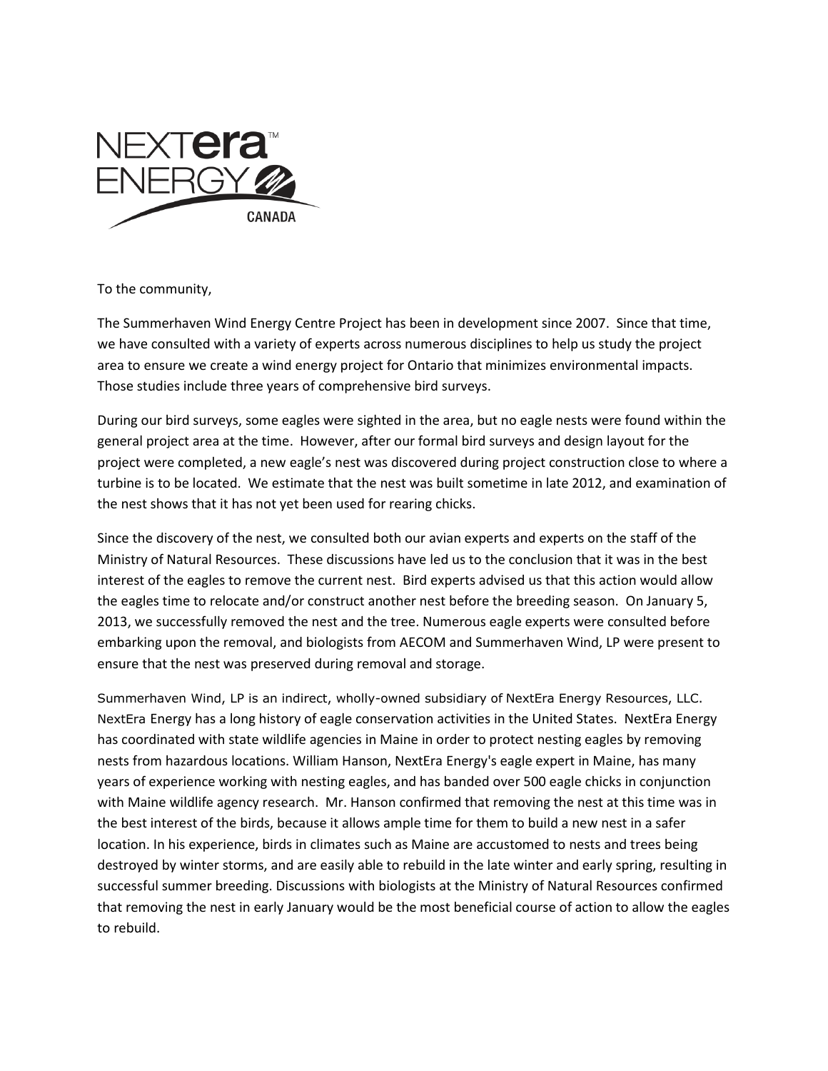NEXTera™ ENERGY CANADA

To the community,

The Summerhaven Wind Energy Centre Project has been in development since 2007. Since that time, we have consulted with a variety of experts across numerous disciplines to help us study the project area to ensure we create a wind energy project for Ontario that minimizes environmental impacts. Those studies include three years of comprehensive bird surveys.

During our bird surveys, some eagles were sighted in the area, but no eagle nests were found within the general project area at the time. However, after our formal bird surveys and design layout for the project were completed, a new eagle's nest was discovered during project construction close to where a turbine is to be located. We estimate that the nest was built sometime in late 2012, and examination of the nest shows that it has not yet been used for rearing chicks.

Since the discovery of the nest, we consulted both our avian experts and experts on the staff of the Ministry of Natural Resources. These discussions have led us to the conclusion that it was in the best interest of the eagles to remove the current nest. Bird experts advised us that this action would allow the eagles time to relocate and/or construct another nest before the breeding season. On January 5, 2013, we successfully removed the nest and the tree. Numerous eagle experts were consulted before embarking upon the removal, and biologists from AECOM and Summerhaven Wind, LP were present to ensure that the nest was preserved during removal and storage.

Summerhaven Wind, LP is an indirect, wholly-owned subsidiary of NextEra Energy Resources, LLC. NextEra Energy has a long history of eagle conservation activities in the United States. NextEra Energy has coordinated with state wildlife agencies in Maine in order to protect nesting eagles by removing nests from hazardous locations. William Hanson, NextEra Energy's eagle expert in Maine, has many years of experience working with nesting eagles, and has banded over 500 eagle chicks in conjunction with Maine wildlife agency research. Mr. Hanson confirmed that removing the nest at this time was in the best interest of the birds, because it allows ample time for them to build a new nest in a safer location. In his experience, birds in climates such as Maine are accustomed to nests and trees being destroyed by winter storms, and are easily able to rebuild in the late winter and early spring, resulting in successful summer breeding. Discussions with biologists at the Ministry of Natural Resources confirmed that removing the nest in early January would be the most beneficial course of action to allow the eagles to rebuild.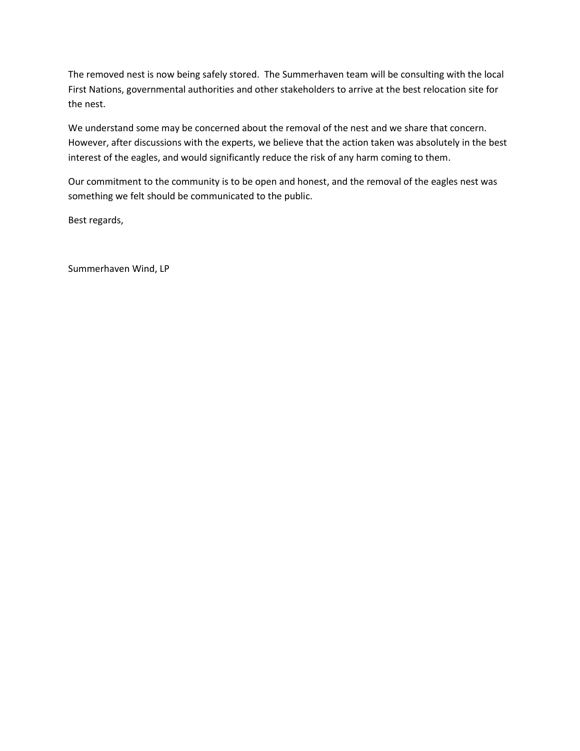The removed nest is now being safely stored. The Summerhaven team will be consulting with the local First Nations, governmental authorities and other stakeholders to arrive at the best relocation site for the nest.

We understand some may be concerned about the removal of the nest and we share that concern. However, after discussions with the experts, we believe that the action taken was absolutely in the best interest of the eagles, and would significantly reduce the risk of any harm coming to them.

Our commitment to the community is to be open and honest, and the removal of the eagles nest was something we felt should be communicated to the public.

Best regards,

Summerhaven Wind, LP